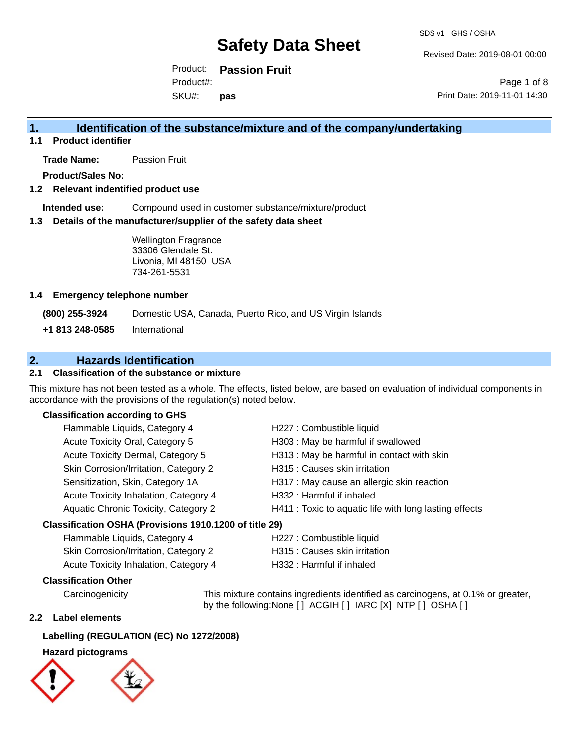# Safety Data Sheet

SDS v1 GHS / OSHA

Revised Date: 2019-08-01 00:00

Product: **Passion Fruit**

Product#:

SKU#: **pas**

Print Date: 2019-11-01 14:30

## 1. Identification of the substance/mixture and of the company/undertaking

### 1.1 Product identifier

**Trade Name:** Passion Fruit

**Product/Sales No:**

### 1.2 Relevant identified product use

**Intended use:** Compound used in customer substance/mixture/product

### 1.3 Details of the manufacturer/supplier of the safety data sheet

Wellington Fragrance
33306 Glendale St.
Livonia, MI 48150 USA
734-261-5531

### 1.4 Emergency telephone number

**(800) 255-3924** Domestic USA, Canada, Puerto Rico, and US Virgin Islands

**+1 813 248-0585** International

## 2. Hazards Identification

### 2.1 Classification of the substance or mixture

This mixture has not been tested as a whole. The effects, listed below, are based on evaluation of individual components in accordance with the provisions of the regulation(s) noted below.

**Classification according to GHS**

| | |
|---|---|
| Flammable Liquids, Category 4 | H227 : Combustible liquid |
| Acute Toxicity Oral, Category 5 | H303 : May be harmful if swallowed |
| Acute Toxicity Dermal, Category 5 | H313 : May be harmful in contact with skin |
| Skin Corrosion/Irritation, Category 2 | H315 : Causes skin irritation |
| Sensitization, Skin, Category 1A | H317 : May cause an allergic skin reaction |
| Acute Toxicity Inhalation, Category 4 | H332 : Harmful if inhaled |
| Aquatic Chronic Toxicity, Category 2 | H411 : Toxic to aquatic life with long lasting effects |

**Classification OSHA (Provisions 1910.1200 of title 29)**

| | |
|---|---|
| Flammable Liquids, Category 4 | H227 : Combustible liquid |
| Skin Corrosion/Irritation, Category 2 | H315 : Causes skin irritation |
| Acute Toxicity Inhalation, Category 4 | H332 : Harmful if inhaled |

**Classification Other**

Carcinogenicity: This mixture contains ingredients identified as carcinogens, at 0.1% or greater, by the following:None [ ] ACGIH [ ] IARC [X] NTP [ ] OSHA [ ]

### 2.2 Label elements

**Labelling (REGULATION (EC) No 1272/2008)**

**Hazard pictograms**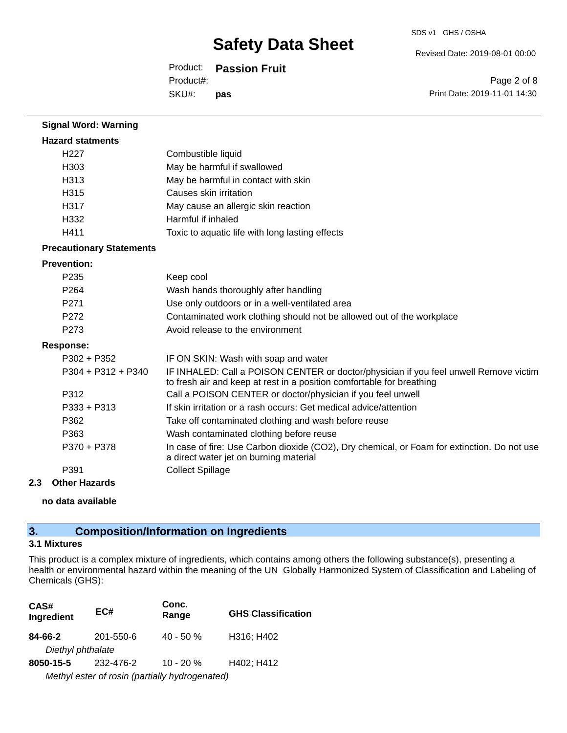**Signal Word: Warning**

**Hazard statments**

| | |
|---|---|
| H227 | Combustible liquid |
| H303 | May be harmful if swallowed |
| H313 | May be harmful in contact with skin |
| H315 | Causes skin irritation |
| H317 | May cause an allergic skin reaction |
| H332 | Harmful if inhaled |
| H411 | Toxic to aquatic life with long lasting effects |

**Precautionary Statements**

**Prevention:**

| | |
|---|---|
| P235 | Keep cool |
| P264 | Wash hands thoroughly after handling |
| P271 | Use only outdoors or in a well-ventilated area |
| P272 | Contaminated work clothing should not be allowed out of the workplace |
| P273 | Avoid release to the environment |

**Response:**

| | |
|---|---|
| P302 + P352 | IF ON SKIN: Wash with soap and water |
| P304 + P312 + P340 | IF INHALED: Call a POISON CENTER or doctor/physician if you feel unwell Remove victim to fresh air and keep at rest in a position comfortable for breathing |
| P312 | Call a POISON CENTER or doctor/physician if you feel unwell |
| P333 + P313 | If skin irritation or a rash occurs: Get medical advice/attention |
| P362 | Take off contaminated clothing and wash before reuse |
| P363 | Wash contaminated clothing before reuse |
| P370 + P378 | In case of fire: Use Carbon dioxide ($CO_2$), Dry chemical, or Foam for extinction. Do not use a direct water jet on burning material |
| P391 | Collect Spillage |

**2.3 Other Hazards**

**no data available**

## 3. Composition/Information on Ingredients

**3.1 Mixtures**

This product is a complex mixture of ingredients, which contains among others the following substance(s), presenting a health or environmental hazard within the meaning of the UN Globally Harmonized System of Classification and Labeling of Chemicals (GHS):

| CAS# Ingredient | EC# | Conc. Range | GHS Classification |
|---|---|---|---|
| **84-66-2** | 201-550-6 | 40 - 50 % | H316; H402 |
| *Diethyl phthalate* | | | |
| **8050-15-5** | 232-476-2 | 10 - 20 % | H402; H412 |
| *Methyl ester of rosin (partially hydrogenated)* | | | |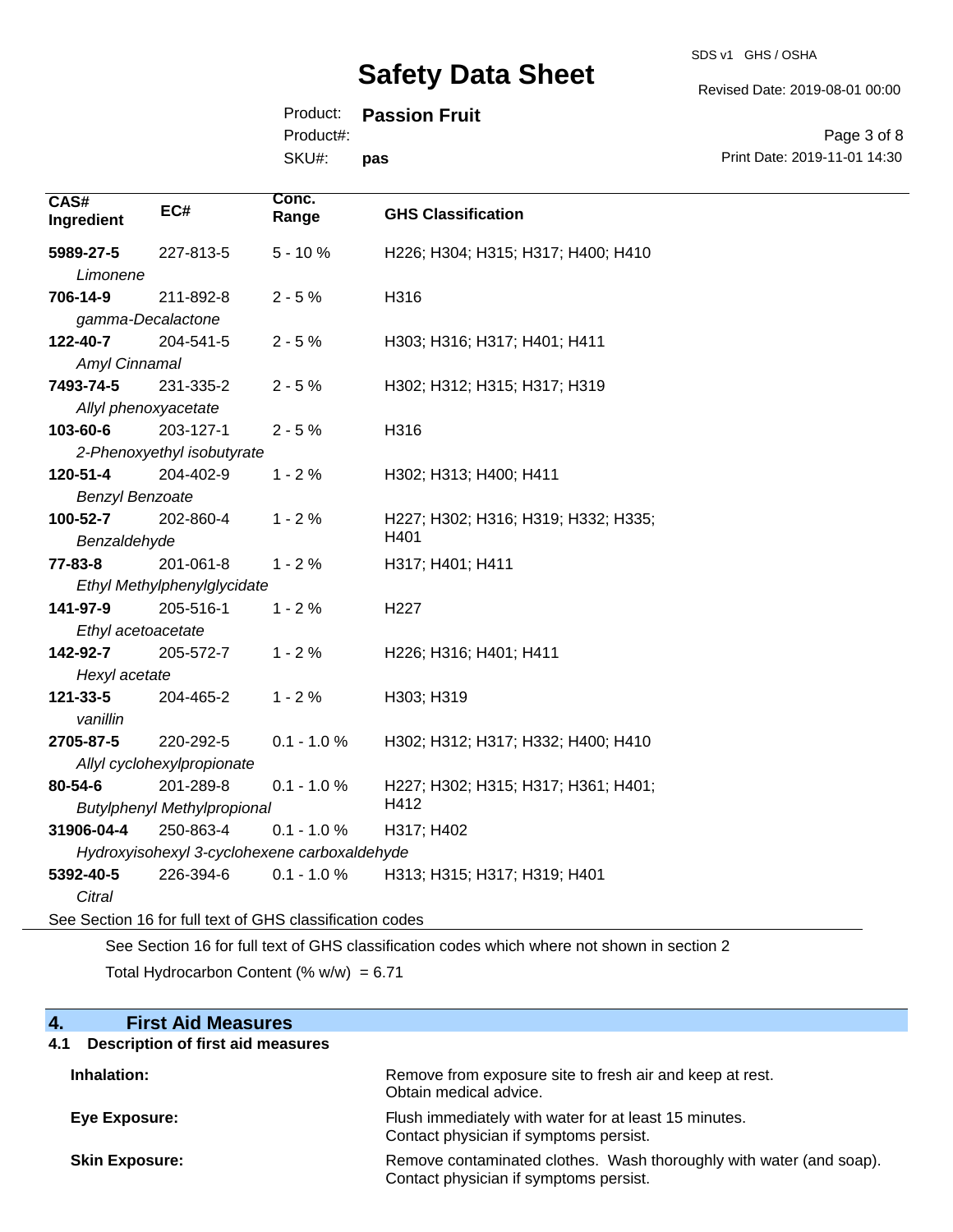| CAS# Ingredient | EC# | Conc. Range | GHS Classification |
|---|---|---|---|
| **5989-27-5** *Limonene* | 227-813-5 | 5 - 10 % | H226; H304; H315; H317; H400; H410 |
| **706-14-9** *gamma-Decalactone* | 211-892-8 | 2 - 5 % | H316 |
| **122-40-7** *Amyl Cinnamal* | 204-541-5 | 2 - 5 % | H303; H316; H317; H401; H411 |
| **7493-74-5** *Allyl phenoxyacetate* | 231-335-2 | 2 - 5 % | H302; H312; H315; H317; H319 |
| **103-60-6** *2-Phenoxyethyl isobutyrate* | 203-127-1 | 2 - 5 % | H316 |
| **120-51-4** *Benzyl Benzoate* | 204-402-9 | 1 - 2 % | H302; H313; H400; H411 |
| **100-52-7** *Benzaldehyde* | 202-860-4 | 1 - 2 % | H227; H302; H316; H319; H332; H335; H401 |
| **77-83-8** *Ethyl Methylphenylglycidate* | 201-061-8 | 1 - 2 % | H317; H401; H411 |
| **141-97-9** *Ethyl acetoacetate* | 205-516-1 | 1 - 2 % | H227 |
| **142-92-7** *Hexyl acetate* | 205-572-7 | 1 - 2 % | H226; H316; H401; H411 |
| **121-33-5** *vanillin* | 204-465-2 | 1 - 2 % | H303; H319 |
| **2705-87-5** *Allyl cyclohexylpropionate* | 220-292-5 | 0.1 - 1.0 % | H302; H312; H317; H332; H400; H410 |
| **80-54-6** *Butylphenyl Methylpropional* | 201-289-8 | 0.1 - 1.0 % | H227; H302; H315; H317; H361; H401; H412 |
| **31906-04-4** *Hydroxyisohexyl 3-cyclohexene carboxaldehyde* | 250-863-4 | 0.1 - 1.0 % | H317; H402 |
| **5392-40-5** *Citral* | 226-394-6 | 0.1 - 1.0 % | H313; H315; H317; H319; H401 |

See Section 16 for full text of GHS classification codes

See Section 16 for full text of GHS classification codes which where not shown in section 2

Total Hydrocarbon Content (% w/w) = 6.71

## 4. First Aid Measures

### 4.1 Description of first aid measures

| | |
|---|---|
| **Inhalation:** | Remove from exposure site to fresh air and keep at rest. Obtain medical advice. |
| **Eye Exposure:** | Flush immediately with water for at least 15 minutes. Contact physician if symptoms persist. |
| **Skin Exposure:** | Remove contaminated clothes. Wash thoroughly with water (and soap). Contact physician if symptoms persist. |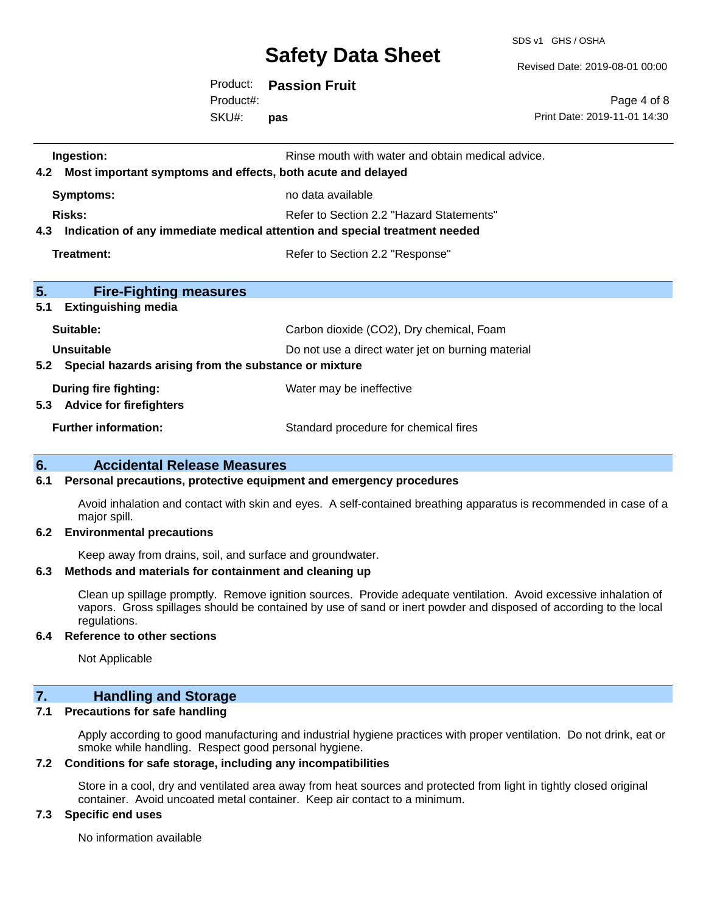| | |
|---|---|
| **Ingestion:** | Rinse mouth with water and obtain medical advice. |

**4.2 Most important symptoms and effects, both acute and delayed**

| | |
|---|---|
| **Symptoms:** | no data available |
| **Risks:** | Refer to Section 2.2 "Hazard Statements" |

**4.3 Indication of any immediate medical attention and special treatment needed**

| | |
|---|---|
| **Treatment:** | Refer to Section 2.2 "Response" |

## 5. Fire-Fighting measures

**5.1 Extinguishing media**

| | |
|---|---|
| **Suitable:** | Carbon dioxide ($CO_2$), Dry chemical, Foam |
| **Unsuitable** | Do not use a direct water jet on burning material |

**5.2 Special hazards arising from the substance or mixture**

| | |
|---|---|
| **During fire fighting:** | Water may be ineffective |

**5.3 Advice for firefighters**

| | |
|---|---|
| **Further information:** | Standard procedure for chemical fires |

## 6. Accidental Release Measures

**6.1 Personal precautions, protective equipment and emergency procedures**

Avoid inhalation and contact with skin and eyes. A self-contained breathing apparatus is recommended in case of a major spill.

**6.2 Environmental precautions**

Keep away from drains, soil, and surface and groundwater.

**6.3 Methods and materials for containment and cleaning up**

Clean up spillage promptly. Remove ignition sources. Provide adequate ventilation. Avoid excessive inhalation of vapors. Gross spillages should be contained by use of sand or inert powder and disposed of according to the local regulations.

**6.4 Reference to other sections**

Not Applicable

## 7. Handling and Storage

**7.1 Precautions for safe handling**

Apply according to good manufacturing and industrial hygiene practices with proper ventilation. Do not drink, eat or smoke while handling. Respect good personal hygiene.

**7.2 Conditions for safe storage, including any incompatibilities**

Store in a cool, dry and ventilated area away from heat sources and protected from light in tightly closed original container. Avoid uncoated metal container. Keep air contact to a minimum.

**7.3 Specific end uses**

No information available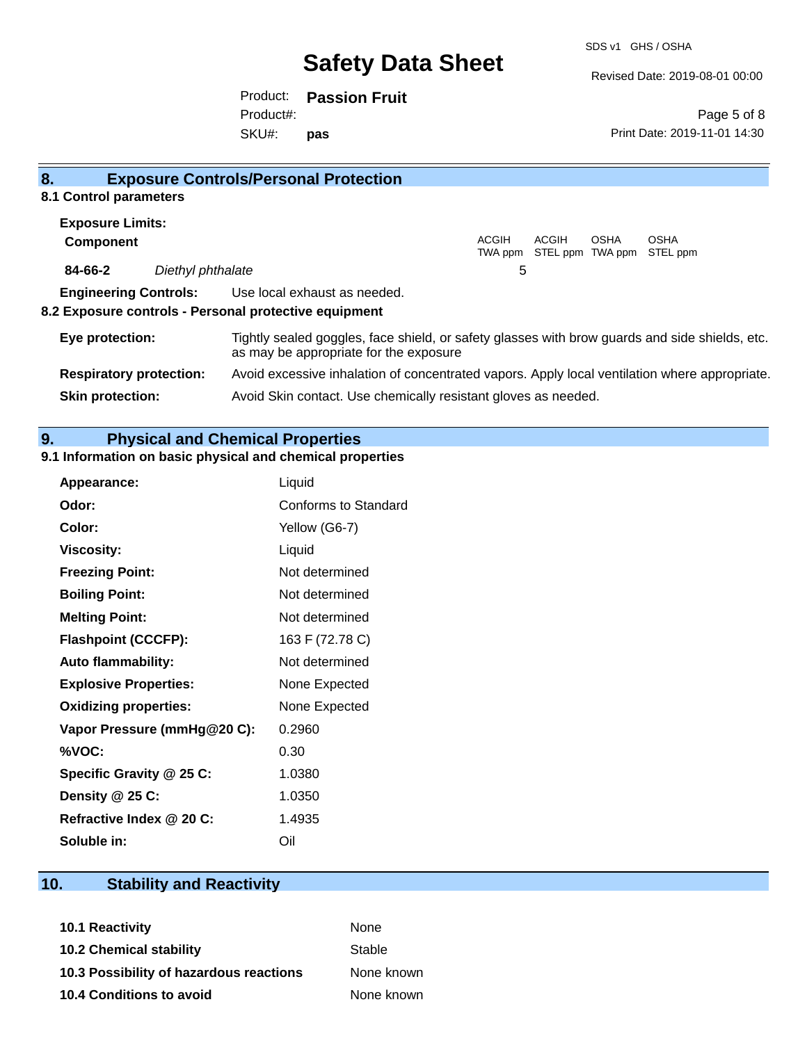## 8. Exposure Controls/Personal Protection

### 8.1 Control parameters

**Exposure Limits:**

| **Component** | | ACGIH TWA ppm | ACGIH STEL ppm | OSHA TWA ppm | OSHA STEL ppm |
|---|---|---|---|---|---|
| **84-66-2** | *Diethyl phthalate* | 5 | | | |

**Engineering Controls:** Use local exhaust as needed.

### 8.2 Exposure controls - Personal protective equipment

| | |
|---|---|
| **Eye protection:** | Tightly sealed goggles, face shield, or safety glasses with brow guards and side shields, etc. as may be appropriate for the exposure |
| **Respiratory protection:** | Avoid excessive inhalation of concentrated vapors. Apply local ventilation where appropriate. |
| **Skin protection:** | Avoid Skin contact. Use chemically resistant gloves as needed. |

## 9. Physical and Chemical Properties

### 9.1 Information on basic physical and chemical properties

| | |
|---|---|
| **Appearance:** | Liquid |
| **Odor:** | Conforms to Standard |
| **Color:** | Yellow (G6-7) |
| **Viscosity:** | Liquid |
| **Freezing Point:** | Not determined |
| **Boiling Point:** | Not determined |
| **Melting Point:** | Not determined |
| **Flashpoint (CCCFP):** | 163 F (72.78 C) |
| **Auto flammability:** | Not determined |
| **Explosive Properties:** | None Expected |
| **Oxidizing properties:** | None Expected |
| **Vapor Pressure (mmHg@20 C):** | 0.2960 |
| **%VOC:** | 0.30 |
| **Specific Gravity @ 25 C:** | 1.0380 |
| **Density @ 25 C:** | 1.0350 |
| **Refractive Index @ 20 C:** | 1.4935 |
| **Soluble in:** | Oil |

## 10. Stability and Reactivity

| | |
|---|---|
| **10.1 Reactivity** | None |
| **10.2 Chemical stability** | Stable |
| **10.3 Possibility of hazardous reactions** | None known |
| **10.4 Conditions to avoid** | None known |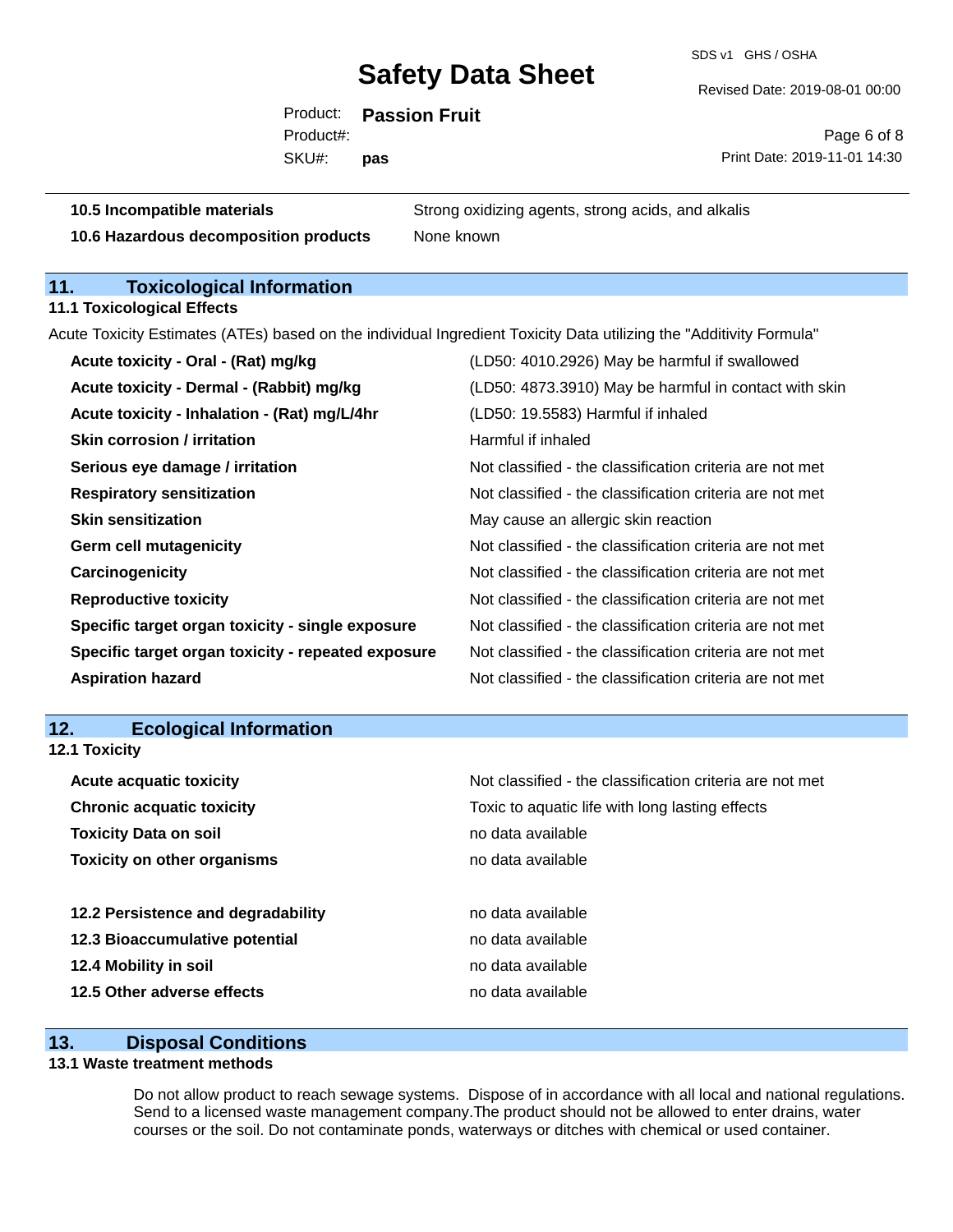| | |
|---|---|
| **10.5 Incompatible materials** | Strong oxidizing agents, strong acids, and alkalis |
| **10.6 Hazardous decomposition products** | None known |

## 11. Toxicological Information

### 11.1 Toxicological Effects

Acute Toxicity Estimates (ATEs) based on the individual Ingredient Toxicity Data utilizing the "Additivity Formula"

| | |
|---|---|
| **Acute toxicity - Oral - (Rat) mg/kg** | (LD50: 4010.2926) May be harmful if swallowed |
| **Acute toxicity - Dermal - (Rabbit) mg/kg** | (LD50: 4873.3910) May be harmful in contact with skin |
| **Acute toxicity - Inhalation - (Rat) mg/L/4hr** | (LD50: 19.5583) Harmful if inhaled |
| **Skin corrosion / irritation** | Harmful if inhaled |
| **Serious eye damage / irritation** | Not classified - the classification criteria are not met |
| **Respiratory sensitization** | Not classified - the classification criteria are not met |
| **Skin sensitization** | May cause an allergic skin reaction |
| **Germ cell mutagenicity** | Not classified - the classification criteria are not met |
| **Carcinogenicity** | Not classified - the classification criteria are not met |
| **Reproductive toxicity** | Not classified - the classification criteria are not met |
| **Specific target organ toxicity - single exposure** | Not classified - the classification criteria are not met |
| **Specific target organ toxicity - repeated exposure** | Not classified - the classification criteria are not met |
| **Aspiration hazard** | Not classified - the classification criteria are not met |

## 12. Ecological Information

### 12.1 Toxicity

| | |
|---|---|
| **Acute acquatic toxicity** | Not classified - the classification criteria are not met |
| **Chronic acquatic toxicity** | Toxic to aquatic life with long lasting effects |
| **Toxicity Data on soil** | no data available |
| **Toxicity on other organisms** | no data available |

| | |
|---|---|
| **12.2 Persistence and degradability** | no data available |
| **12.3 Bioaccumulative potential** | no data available |
| **12.4 Mobility in soil** | no data available |
| **12.5 Other adverse effects** | no data available |

## 13. Disposal Conditions

### 13.1 Waste treatment methods

Do not allow product to reach sewage systems. Dispose of in accordance with all local and national regulations. Send to a licensed waste management company.The product should not be allowed to enter drains, water courses or the soil. Do not contaminate ponds, waterways or ditches with chemical or used container.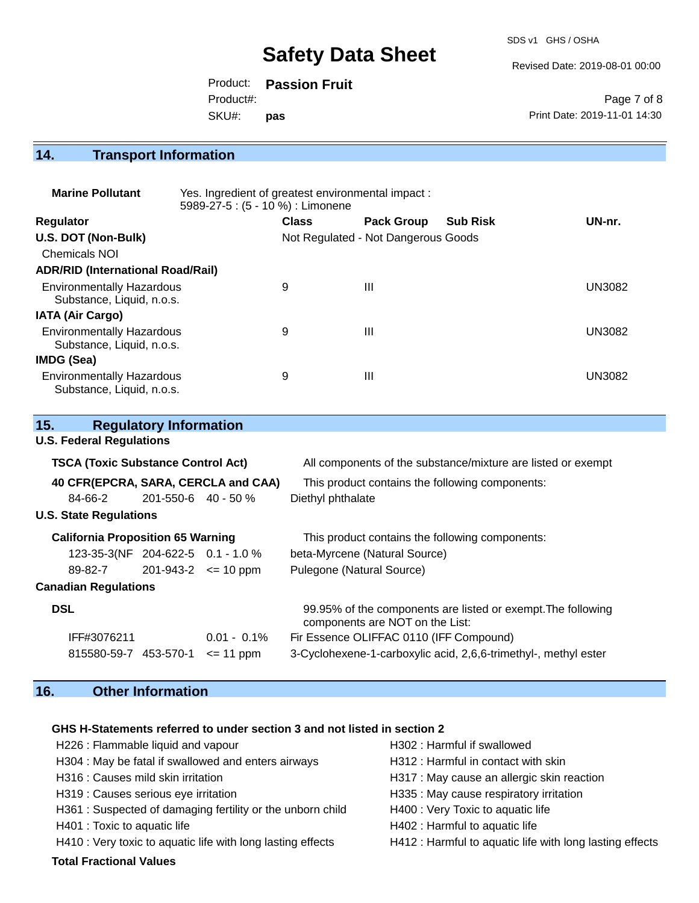## 14. Transport Information

**Marine Pollutant** Yes. Ingredient of greatest environmental impact : 5989-27-5 : (5 - 10 %) : Limonene

| Regulator | Class | Pack Group | Sub Risk | UN-nr. |
|---|---|---|---|---|
| **U.S. DOT (Non-Bulk)** | Not Regulated - Not Dangerous Goods | | | |
| Chemicals NOI | | | | |
| **ADR/RID (International Road/Rail)** | | | | |
| Environmentally Hazardous Substance, Liquid, n.o.s. | 9 | III | | UN3082 |
| **IATA (Air Cargo)** | | | | |
| Environmentally Hazardous Substance, Liquid, n.o.s. | 9 | III | | UN3082 |
| **IMDG (Sea)** | | | | |
| Environmentally Hazardous Substance, Liquid, n.o.s. | 9 | III | | UN3082 |

## 15. Regulatory Information

**U.S. Federal Regulations**

**TSCA (Toxic Substance Control Act)** All components of the substance/mixture are listed or exempt

**40 CFR(EPCRA, SARA, CERCLA and CAA)** This product contains the following components:

| CAS | EC | % | Name |
|---|---|---|---|
| 84-66-2 | 201-550-6 | 40 - 50 % | Diethyl phthalate |

**U.S. State Regulations**

**California Proposition 65 Warning** This product contains the following components:

| CAS | EC | % | Name |
|---|---|---|---|
| 123-35-3(NF | 204-622-5 | 0.1 - 1.0 % | beta-Myrcene (Natural Source) |
| 89-82-7 | 201-943-2 | <= 10 ppm | Pulegone (Natural Source) |

**Canadian Regulations**

**DSL** 99.95% of the components are listed or exempt.The following components are NOT on the List:

| CAS | EC | % | Name |
|---|---|---|---|
| IFF#3076211 | | 0.01 - 0.1% | Fir Essence OLIFFAC 0110 (IFF Compound) |
| 815580-59-7 | 453-570-1 | <= 11 ppm | 3-Cyclohexene-1-carboxylic acid, 2,6,6-trimethyl-, methyl ester |

## 16. Other Information

**GHS H-Statements referred to under section 3 and not listed in section 2**

- H226 : Flammable liquid and vapour
- H302 : Harmful if swallowed
- H304 : May be fatal if swallowed and enters airways
- H312 : Harmful in contact with skin
- H316 : Causes mild skin irritation
- H317 : May cause an allergic skin reaction
- H319 : Causes serious eye irritation
- H335 : May cause respiratory irritation
- H361 : Suspected of damaging fertility or the unborn child
- H400 : Very Toxic to aquatic life
- H401 : Toxic to aquatic life
- H402 : Harmful to aquatic life
- H410 : Very toxic to aquatic life with long lasting effects
- H412 : Harmful to aquatic life with long lasting effects

**Total Fractional Values**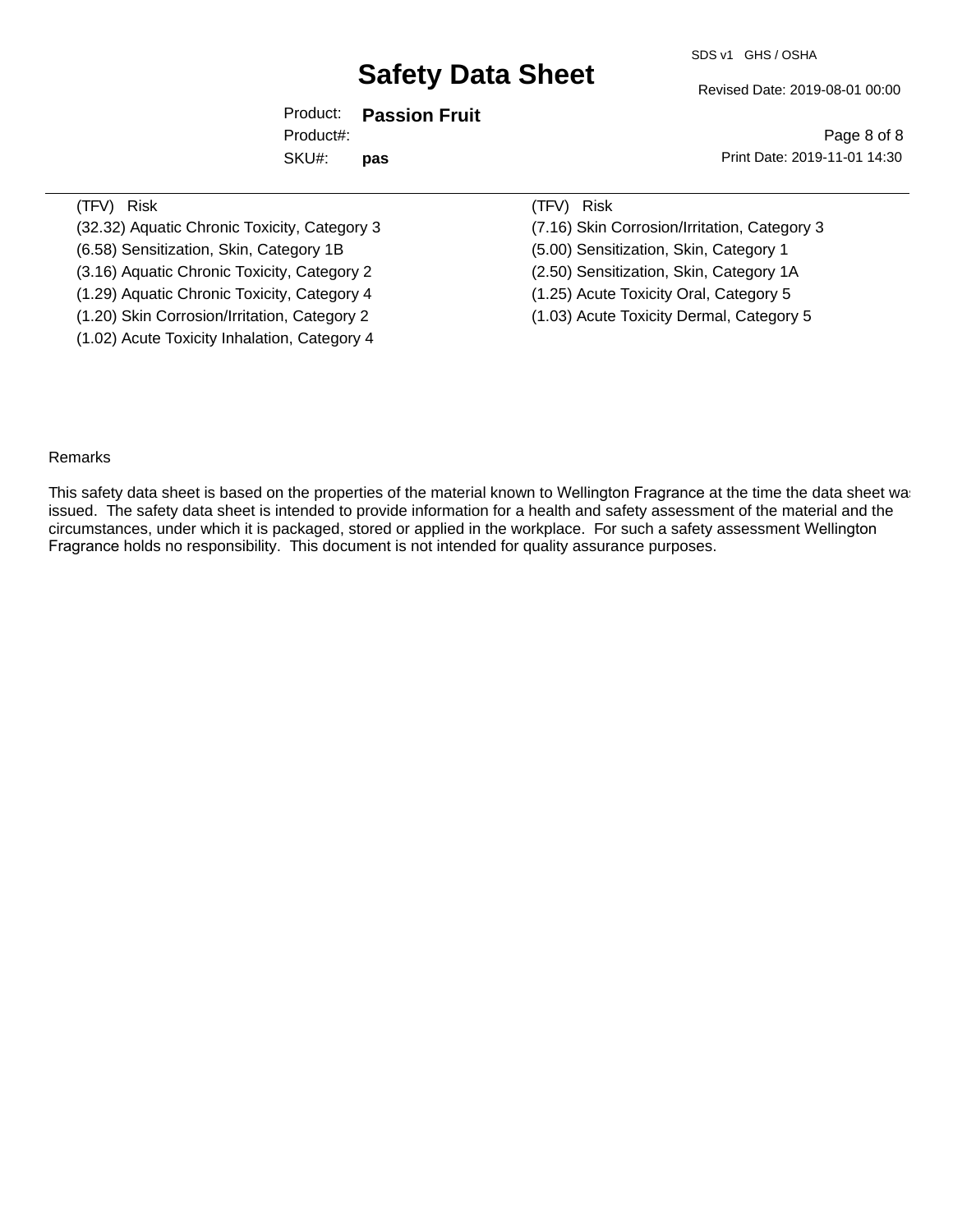| (TFV) | Risk |
|---|---|
| (32.32) | Aquatic Chronic Toxicity, Category 3 |
| (6.58) | Sensitization, Skin, Category 1B |
| (3.16) | Aquatic Chronic Toxicity, Category 2 |
| (1.29) | Aquatic Chronic Toxicity, Category 4 |
| (1.20) | Skin Corrosion/Irritation, Category 2 |
| (1.02) | Acute Toxicity Inhalation, Category 4 |
| (7.16) | Skin Corrosion/Irritation, Category 3 |
| (5.00) | Sensitization, Skin, Category 1 |
| (2.50) | Sensitization, Skin, Category 1A |
| (1.25) | Acute Toxicity Oral, Category 5 |
| (1.03) | Acute Toxicity Dermal, Category 5 |

Remarks

This safety data sheet is based on the properties of the material known to Wellington Fragrance at the time the data sheet was issued. The safety data sheet is intended to provide information for a health and safety assessment of the material and the circumstances, under which it is packaged, stored or applied in the workplace. For such a safety assessment Wellington Fragrance holds no responsibility. This document is not intended for quality assurance purposes.